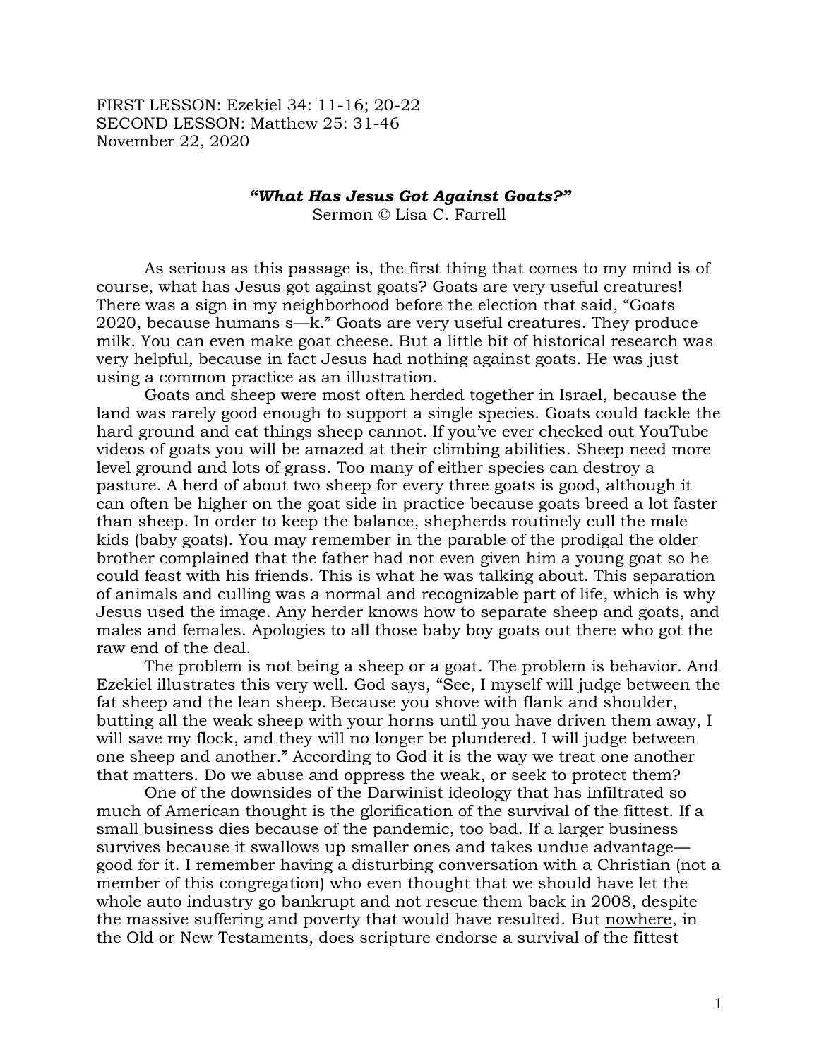FIRST LESSON: Ezekiel 34: 11-16; 20-22
SECOND LESSON: Matthew 25: 31-46
November 22, 2020

### *"What Has Jesus Got Against Goats?"*

Sermon © Lisa C. Farrell

As serious as this passage is, the first thing that comes to my mind is of course, what has Jesus got against goats? Goats are very useful creatures! There was a sign in my neighborhood before the election that said, "Goats 2020, because humans s—k." Goats are very useful creatures. They produce milk. You can even make goat cheese. But a little bit of historical research was very helpful, because in fact Jesus had nothing against goats. He was just using a common practice as an illustration.

Goats and sheep were most often herded together in Israel, because the land was rarely good enough to support a single species. Goats could tackle the hard ground and eat things sheep cannot. If you've ever checked out YouTube videos of goats you will be amazed at their climbing abilities. Sheep need more level ground and lots of grass. Too many of either species can destroy a pasture. A herd of about two sheep for every three goats is good, although it can often be higher on the goat side in practice because goats breed a lot faster than sheep. In order to keep the balance, shepherds routinely cull the male kids (baby goats). You may remember in the parable of the prodigal the older brother complained that the father had not even given him a young goat so he could feast with his friends. This is what he was talking about. This separation of animals and culling was a normal and recognizable part of life, which is why Jesus used the image. Any herder knows how to separate sheep and goats, and males and females. Apologies to all those baby boy goats out there who got the raw end of the deal.

The problem is not being a sheep or a goat. The problem is behavior. And Ezekiel illustrates this very well. God says, "See, I myself will judge between the fat sheep and the lean sheep. Because you shove with flank and shoulder, butting all the weak sheep with your horns until you have driven them away, I will save my flock, and they will no longer be plundered. I will judge between one sheep and another." According to God it is the way we treat one another that matters. Do we abuse and oppress the weak, or seek to protect them?

One of the downsides of the Darwinist ideology that has infiltrated so much of American thought is the glorification of the survival of the fittest. If a small business dies because of the pandemic, too bad. If a larger business survives because it swallows up smaller ones and takes undue advantage—good for it. I remember having a disturbing conversation with a Christian (not a member of this congregation) who even thought that we should have let the whole auto industry go bankrupt and not rescue them back in 2008, despite the massive suffering and poverty that would have resulted. But <u>nowhere</u>, in the Old or New Testaments, does scripture endorse a survival of the fittest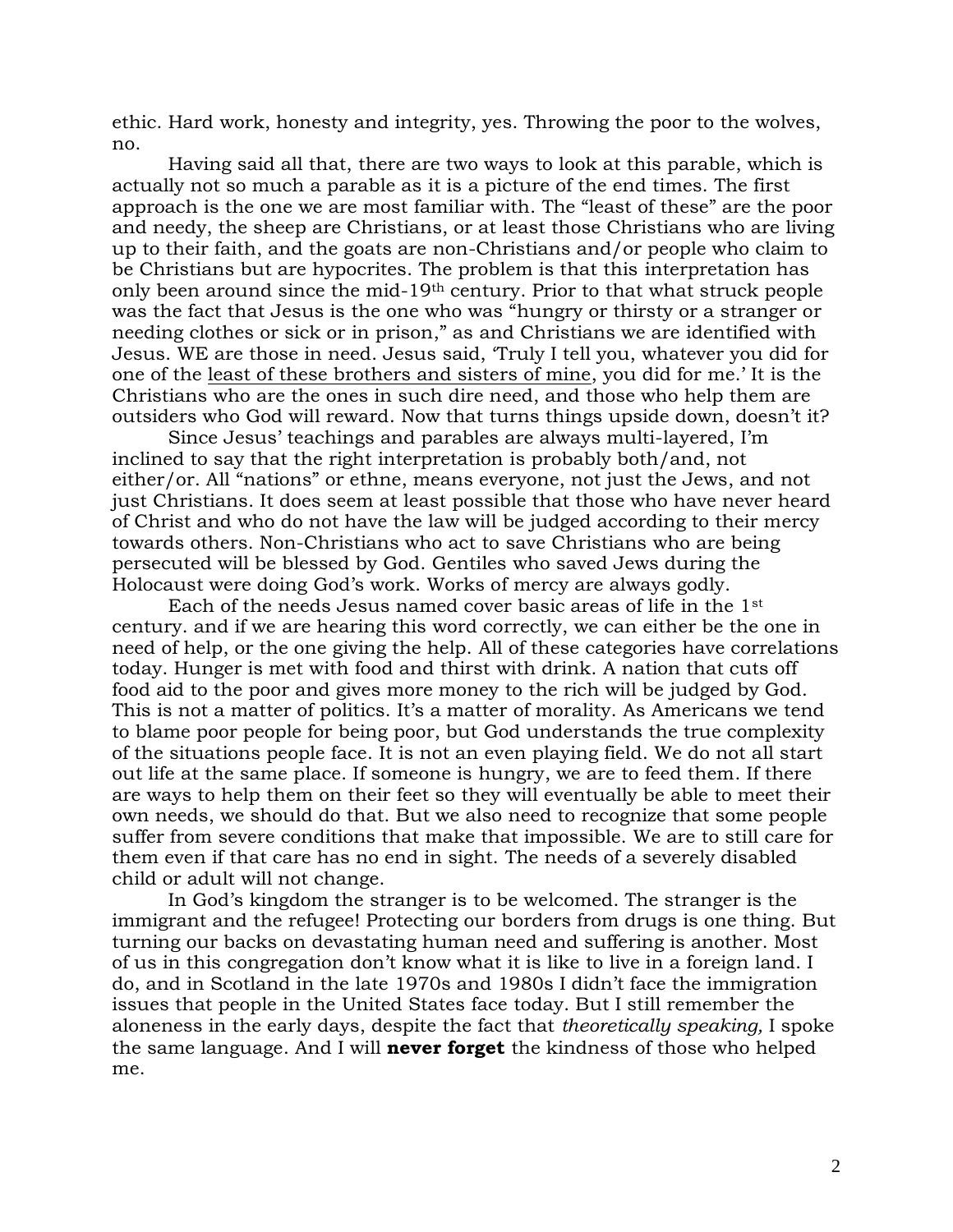ethic. Hard work, honesty and integrity, yes. Throwing the poor to the wolves, no.

Having said all that, there are two ways to look at this parable, which is actually not so much a parable as it is a picture of the end times. The first approach is the one we are most familiar with. The "least of these" are the poor and needy, the sheep are Christians, or at least those Christians who are living up to their faith, and the goats are non-Christians and/or people who claim to be Christians but are hypocrites. The problem is that this interpretation has only been around since the mid-19th century. Prior to that what struck people was the fact that Jesus is the one who was "hungry or thirsty or a stranger or needing clothes or sick or in prison," as and Christians we are identified with Jesus. WE are those in need. Jesus said, 'Truly I tell you, whatever you did for one of the <u>least of these brothers and sisters of mine</u>, you did for me.' It is the Christians who are the ones in such dire need, and those who help them are outsiders who God will reward. Now that turns things upside down, doesn't it?

Since Jesus' teachings and parables are always multi-layered, I'm inclined to say that the right interpretation is probably both/and, not either/or. All "nations" or ethne, means everyone, not just the Jews, and not just Christians. It does seem at least possible that those who have never heard of Christ and who do not have the law will be judged according to their mercy towards others. Non-Christians who act to save Christians who are being persecuted will be blessed by God. Gentiles who saved Jews during the Holocaust were doing God's work. Works of mercy are always godly.

Each of the needs Jesus named cover basic areas of life in the 1st century. and if we are hearing this word correctly, we can either be the one in need of help, or the one giving the help. All of these categories have correlations today. Hunger is met with food and thirst with drink. A nation that cuts off food aid to the poor and gives more money to the rich will be judged by God. This is not a matter of politics. It's a matter of morality. As Americans we tend to blame poor people for being poor, but God understands the true complexity of the situations people face. It is not an even playing field. We do not all start out life at the same place. If someone is hungry, we are to feed them. If there are ways to help them on their feet so they will eventually be able to meet their own needs, we should do that. But we also need to recognize that some people suffer from severe conditions that make that impossible. We are to still care for them even if that care has no end in sight. The needs of a severely disabled child or adult will not change.

In God's kingdom the stranger is to be welcomed. The stranger is the immigrant and the refugee! Protecting our borders from drugs is one thing. But turning our backs on devastating human need and suffering is another. Most of us in this congregation don't know what it is like to live in a foreign land. I do, and in Scotland in the late 1970s and 1980s I didn't face the immigration issues that people in the United States face today. But I still remember the aloneness in the early days, despite the fact that *theoretically speaking,* I spoke the same language. And I will **never forget** the kindness of those who helped me.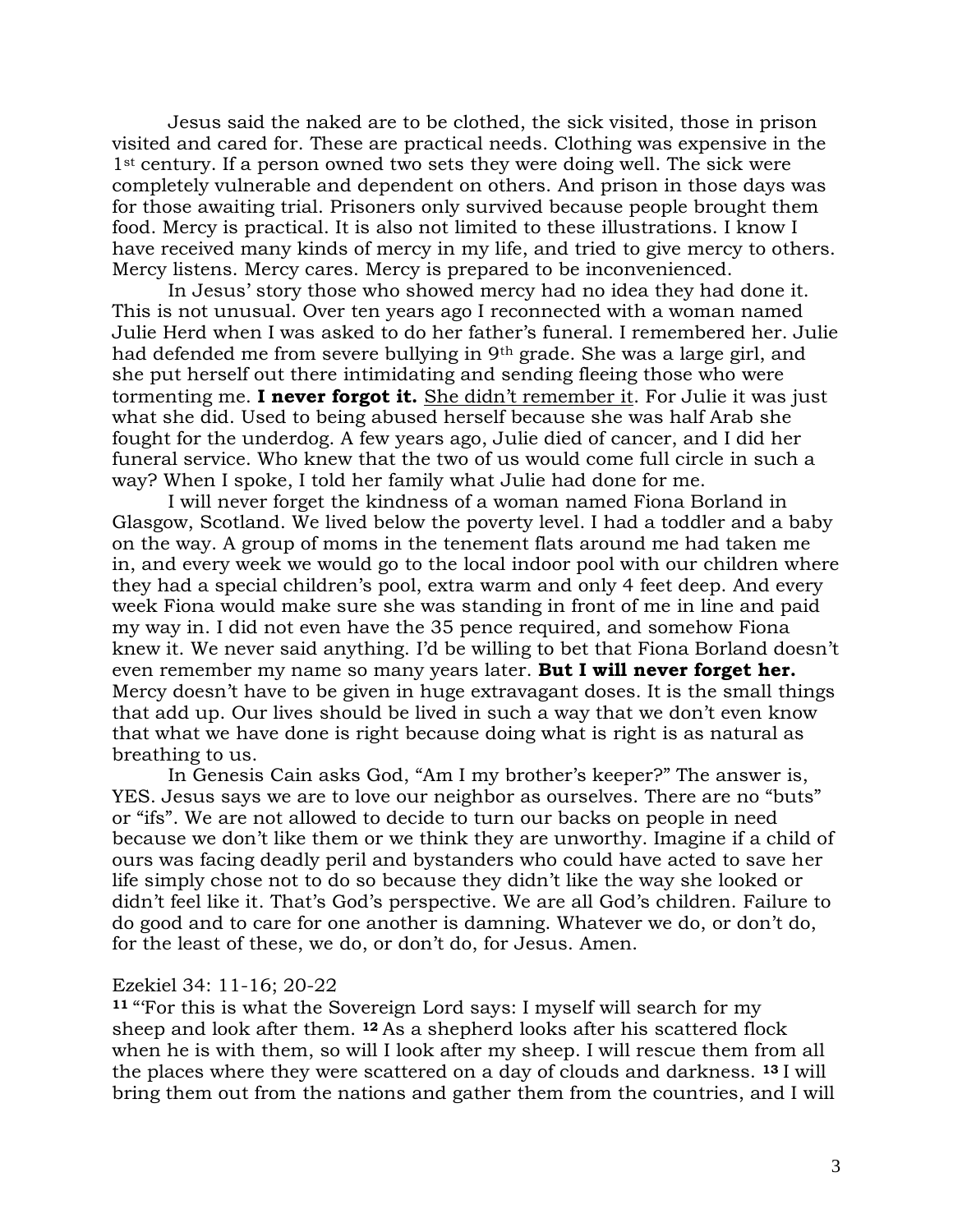Jesus said the naked are to be clothed, the sick visited, those in prison visited and cared for. These are practical needs. Clothing was expensive in the 1st century. If a person owned two sets they were doing well. The sick were completely vulnerable and dependent on others. And prison in those days was for those awaiting trial. Prisoners only survived because people brought them food. Mercy is practical. It is also not limited to these illustrations. I know I have received many kinds of mercy in my life, and tried to give mercy to others. Mercy listens. Mercy cares. Mercy is prepared to be inconvenienced.

In Jesus' story those who showed mercy had no idea they had done it. This is not unusual. Over ten years ago I reconnected with a woman named Julie Herd when I was asked to do her father's funeral. I remembered her. Julie had defended me from severe bullying in 9th grade. She was a large girl, and she put herself out there intimidating and sending fleeing those who were tormenting me. **I never forgot it.** <u>She didn't remember it</u>. For Julie it was just what she did. Used to being abused herself because she was half Arab she fought for the underdog. A few years ago, Julie died of cancer, and I did her funeral service. Who knew that the two of us would come full circle in such a way? When I spoke, I told her family what Julie had done for me.

I will never forget the kindness of a woman named Fiona Borland in Glasgow, Scotland. We lived below the poverty level. I had a toddler and a baby on the way. A group of moms in the tenement flats around me had taken me in, and every week we would go to the local indoor pool with our children where they had a special children's pool, extra warm and only 4 feet deep. And every week Fiona would make sure she was standing in front of me in line and paid my way in. I did not even have the 35 pence required, and somehow Fiona knew it. We never said anything. I'd be willing to bet that Fiona Borland doesn't even remember my name so many years later. **But I will never forget her.** Mercy doesn't have to be given in huge extravagant doses. It is the small things that add up. Our lives should be lived in such a way that we don't even know that what we have done is right because doing what is right is as natural as breathing to us.

In Genesis Cain asks God, "Am I my brother's keeper?" The answer is, YES. Jesus says we are to love our neighbor as ourselves. There are no "buts" or "ifs". We are not allowed to decide to turn our backs on people in need because we don't like them or we think they are unworthy. Imagine if a child of ours was facing deadly peril and bystanders who could have acted to save her life simply chose not to do so because they didn't like the way she looked or didn't feel like it. That's God's perspective. We are all God's children. Failure to do good and to care for one another is damning. Whatever we do, or don't do, for the least of these, we do, or don't do, for Jesus. Amen.

Ezekiel 34: 11-16; 20-22

**11** "'For this is what the Sovereign Lord says: I myself will search for my sheep and look after them. **12** As a shepherd looks after his scattered flock when he is with them, so will I look after my sheep. I will rescue them from all the places where they were scattered on a day of clouds and darkness. **13** I will bring them out from the nations and gather them from the countries, and I will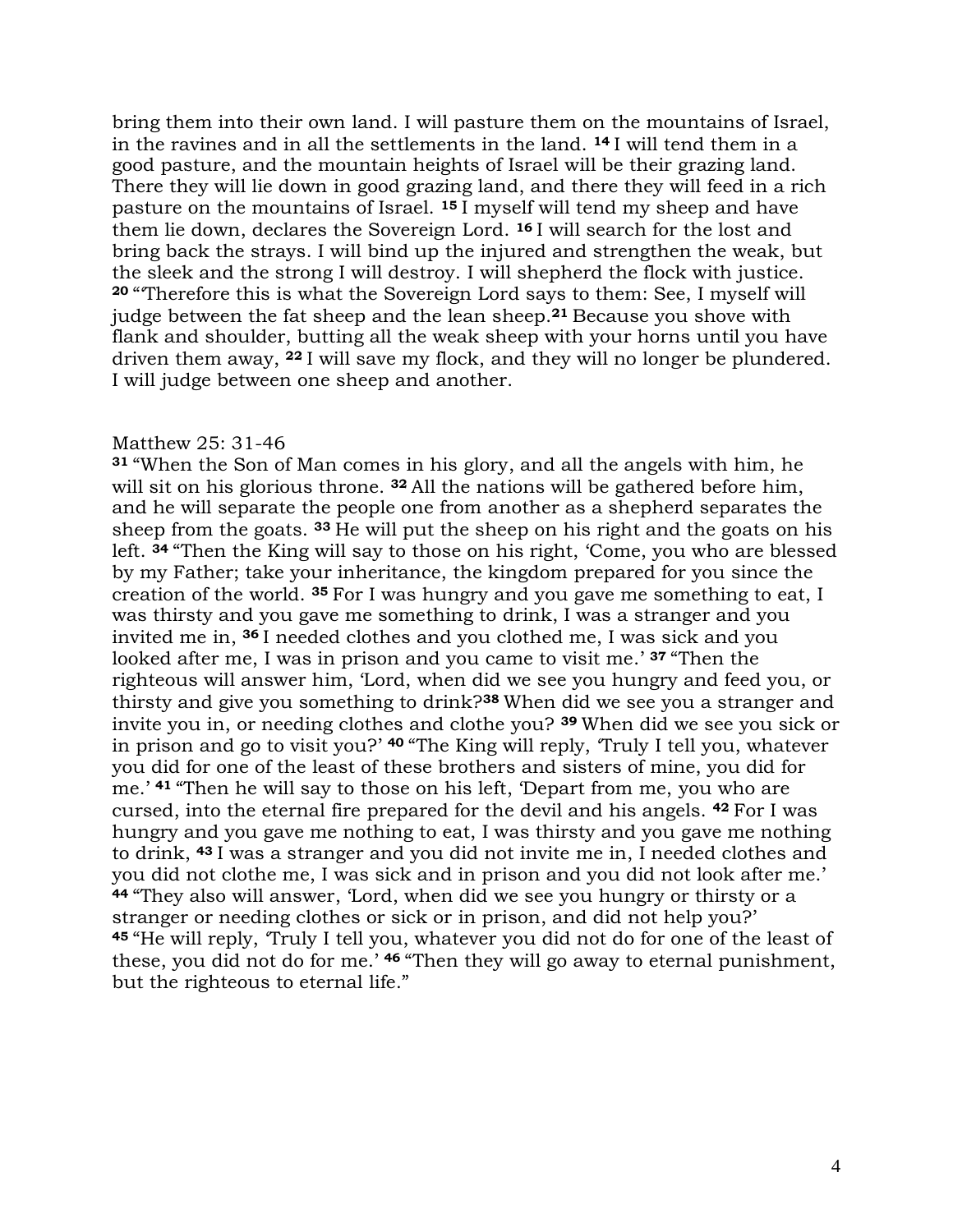bring them into their own land. I will pasture them on the mountains of Israel, in the ravines and in all the settlements in the land. **14** I will tend them in a good pasture, and the mountain heights of Israel will be their grazing land. There they will lie down in good grazing land, and there they will feed in a rich pasture on the mountains of Israel. **15** I myself will tend my sheep and have them lie down, declares the Sovereign Lord. **16** I will search for the lost and bring back the strays. I will bind up the injured and strengthen the weak, but the sleek and the strong I will destroy. I will shepherd the flock with justice. **20** "'Therefore this is what the Sovereign Lord says to them: See, I myself will judge between the fat sheep and the lean sheep.**21** Because you shove with flank and shoulder, butting all the weak sheep with your horns until you have driven them away, **22** I will save my flock, and they will no longer be plundered. I will judge between one sheep and another.

Matthew 25: 31-46

**31** "When the Son of Man comes in his glory, and all the angels with him, he will sit on his glorious throne. **32** All the nations will be gathered before him, and he will separate the people one from another as a shepherd separates the sheep from the goats. **33** He will put the sheep on his right and the goats on his left. **34** "Then the King will say to those on his right, 'Come, you who are blessed by my Father; take your inheritance, the kingdom prepared for you since the creation of the world. **35** For I was hungry and you gave me something to eat, I was thirsty and you gave me something to drink, I was a stranger and you invited me in, **36** I needed clothes and you clothed me, I was sick and you looked after me, I was in prison and you came to visit me.' **37** "Then the righteous will answer him, 'Lord, when did we see you hungry and feed you, or thirsty and give you something to drink?**38** When did we see you a stranger and invite you in, or needing clothes and clothe you? **39** When did we see you sick or in prison and go to visit you?' **40** "The King will reply, 'Truly I tell you, whatever you did for one of the least of these brothers and sisters of mine, you did for me.' **41** "Then he will say to those on his left, 'Depart from me, you who are cursed, into the eternal fire prepared for the devil and his angels. **42** For I was hungry and you gave me nothing to eat, I was thirsty and you gave me nothing to drink, **43** I was a stranger and you did not invite me in, I needed clothes and you did not clothe me, I was sick and in prison and you did not look after me.' **44** "They also will answer, 'Lord, when did we see you hungry or thirsty or a stranger or needing clothes or sick or in prison, and did not help you?' **45** "He will reply, 'Truly I tell you, whatever you did not do for one of the least of these, you did not do for me.' **46** "Then they will go away to eternal punishment, but the righteous to eternal life."